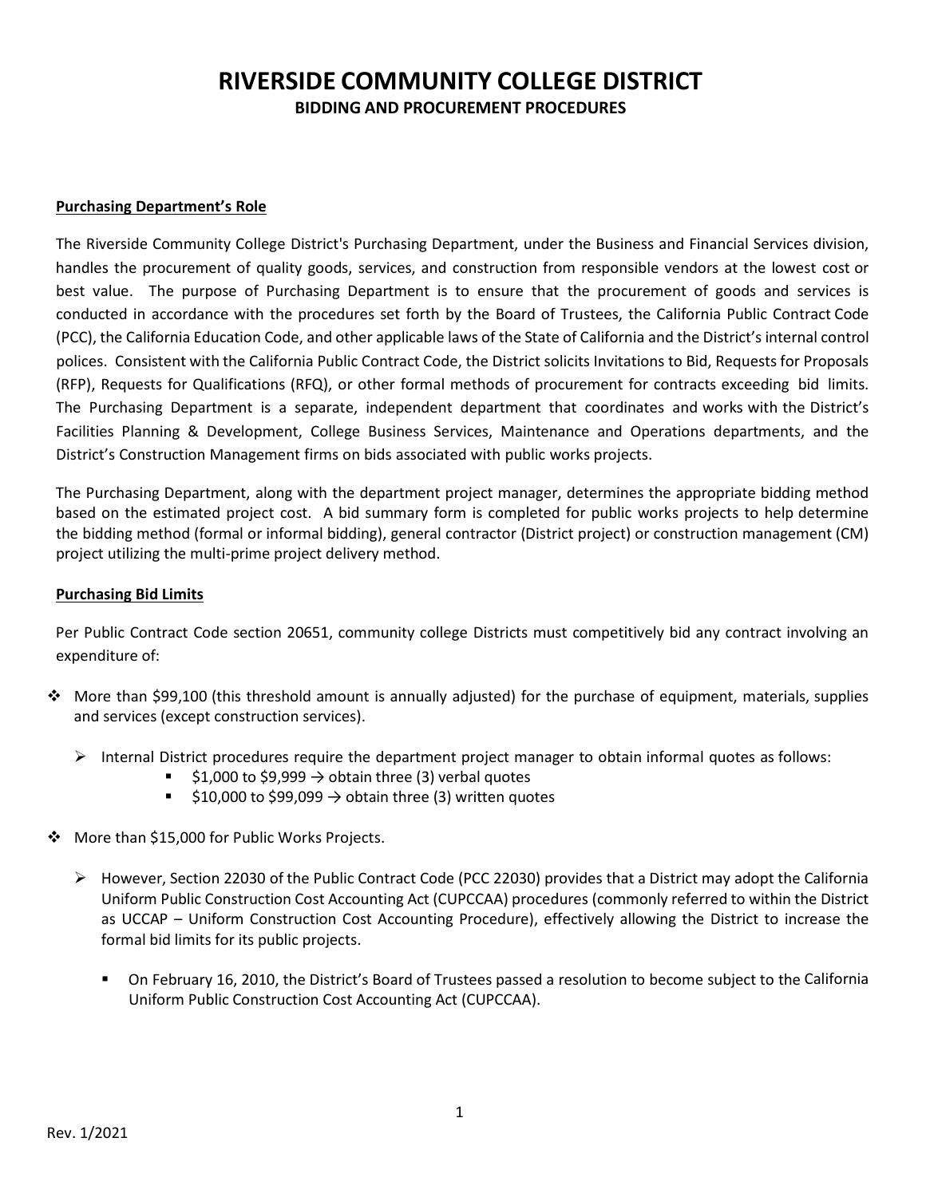# RIVERSIDE COMMUNITY COLLEGE DISTRICT

## BIDDING AND PROCUREMENT PROCEDURES

### Purchasing Department's Role

The Riverside Community College District's Purchasing Department, under the Business and Financial Services division, handles the procurement of quality goods, services, and construction from responsible vendors at the lowest cost or best value. The purpose of Purchasing Department is to ensure that the procurement of goods and services is conducted in accordance with the procedures set forth by the Board of Trustees, the California Public Contract Code (PCC), the California Education Code, and other applicable laws of the State of California and the District's internal control polices. Consistent with the California Public Contract Code, the District solicits Invitations to Bid, Requests for Proposals (RFP), Requests for Qualifications (RFQ), or other formal methods of procurement for contracts exceeding bid limits. The Purchasing Department is a separate, independent department that coordinates and works with the District's Facilities Planning & Development, College Business Services, Maintenance and Operations departments, and the District's Construction Management firms on bids associated with public works projects.

The Purchasing Department, along with the department project manager, determines the appropriate bidding method based on the estimated project cost. A bid summary form is completed for public works projects to help determine the bidding method (formal or informal bidding), general contractor (District project) or construction management (CM) project utilizing the multi-prime project delivery method.

### Purchasing Bid Limits

Per Public Contract Code section 20651, community college Districts must competitively bid any contract involving an expenditure of:

- More than $99,100 (this threshold amount is annually adjusted) for the purchase of equipment, materials, supplies and services (except construction services).
  - Internal District procedures require the department project manager to obtain informal quotes as follows:
    - $1,000 to $9,999 → obtain three (3) verbal quotes
    - $10,000 to $99,099 → obtain three (3) written quotes
- More than $15,000 for Public Works Projects.
  - However, Section 22030 of the Public Contract Code (PCC 22030) provides that a District may adopt the California Uniform Public Construction Cost Accounting Act (CUPCCAA) procedures (commonly referred to within the District as UCCAP – Uniform Construction Cost Accounting Procedure), effectively allowing the District to increase the formal bid limits for its public projects.
    - On February 16, 2010, the District's Board of Trustees passed a resolution to become subject to the California Uniform Public Construction Cost Accounting Act (CUPCCAA).

Rev. 1/2021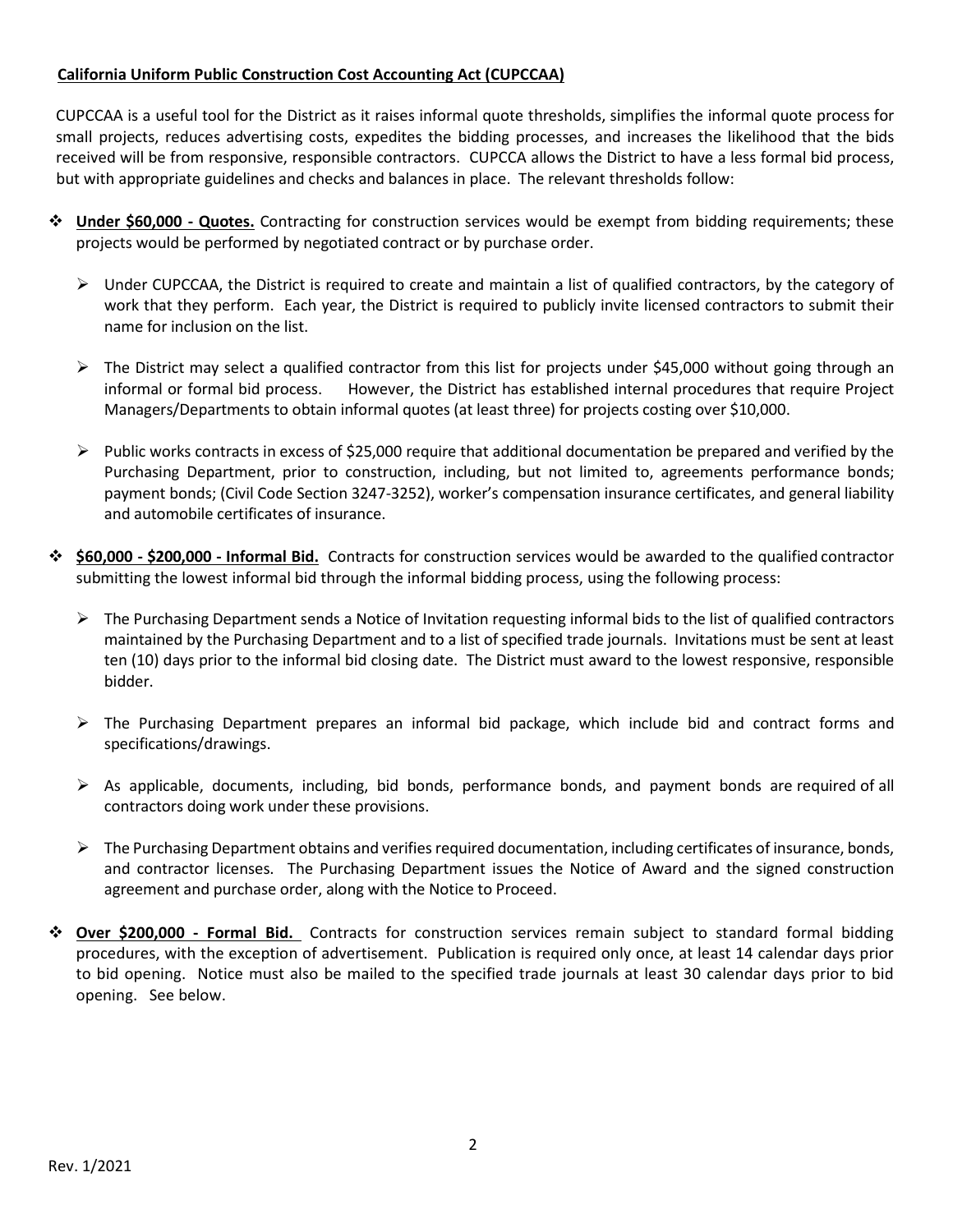**<u>California Uniform Public Construction Cost Accounting Act (CUPCCAA)</u>**

CUPCCAA is a useful tool for the District as it raises informal quote thresholds, simplifies the informal quote process for small projects, reduces advertising costs, expedites the bidding processes, and increases the likelihood that the bids received will be from responsive, responsible contractors. CUPCCA allows the District to have a less formal bid process, but with appropriate guidelines and checks and balances in place. The relevant thresholds follow:

- **<u>Under $60,000 - Quotes.</u>** Contracting for construction services would be exempt from bidding requirements; these projects would be performed by negotiated contract or by purchase order.
  - Under CUPCCAA, the District is required to create and maintain a list of qualified contractors, by the category of work that they perform. Each year, the District is required to publicly invite licensed contractors to submit their name for inclusion on the list.
  - The District may select a qualified contractor from this list for projects under $45,000 without going through an informal or formal bid process. However, the District has established internal procedures that require Project Managers/Departments to obtain informal quotes (at least three) for projects costing over $10,000.
  - Public works contracts in excess of $25,000 require that additional documentation be prepared and verified by the Purchasing Department, prior to construction, including, but not limited to, agreements performance bonds; payment bonds; (Civil Code Section 3247-3252), worker's compensation insurance certificates, and general liability and automobile certificates of insurance.

- **<u>$60,000 - $200,000 - Informal Bid.</u>** Contracts for construction services would be awarded to the qualified contractor submitting the lowest informal bid through the informal bidding process, using the following process:
  - The Purchasing Department sends a Notice of Invitation requesting informal bids to the list of qualified contractors maintained by the Purchasing Department and to a list of specified trade journals. Invitations must be sent at least ten (10) days prior to the informal bid closing date. The District must award to the lowest responsive, responsible bidder.
  - The Purchasing Department prepares an informal bid package, which include bid and contract forms and specifications/drawings.
  - As applicable, documents, including, bid bonds, performance bonds, and payment bonds are required of all contractors doing work under these provisions.
  - The Purchasing Department obtains and verifies required documentation, including certificates of insurance, bonds, and contractor licenses. The Purchasing Department issues the Notice of Award and the signed construction agreement and purchase order, along with the Notice to Proceed.

- **<u>Over $200,000 - Formal Bid.</u>** Contracts for construction services remain subject to standard formal bidding procedures, with the exception of advertisement. Publication is required only once, at least 14 calendar days prior to bid opening. Notice must also be mailed to the specified trade journals at least 30 calendar days prior to bid opening. See below.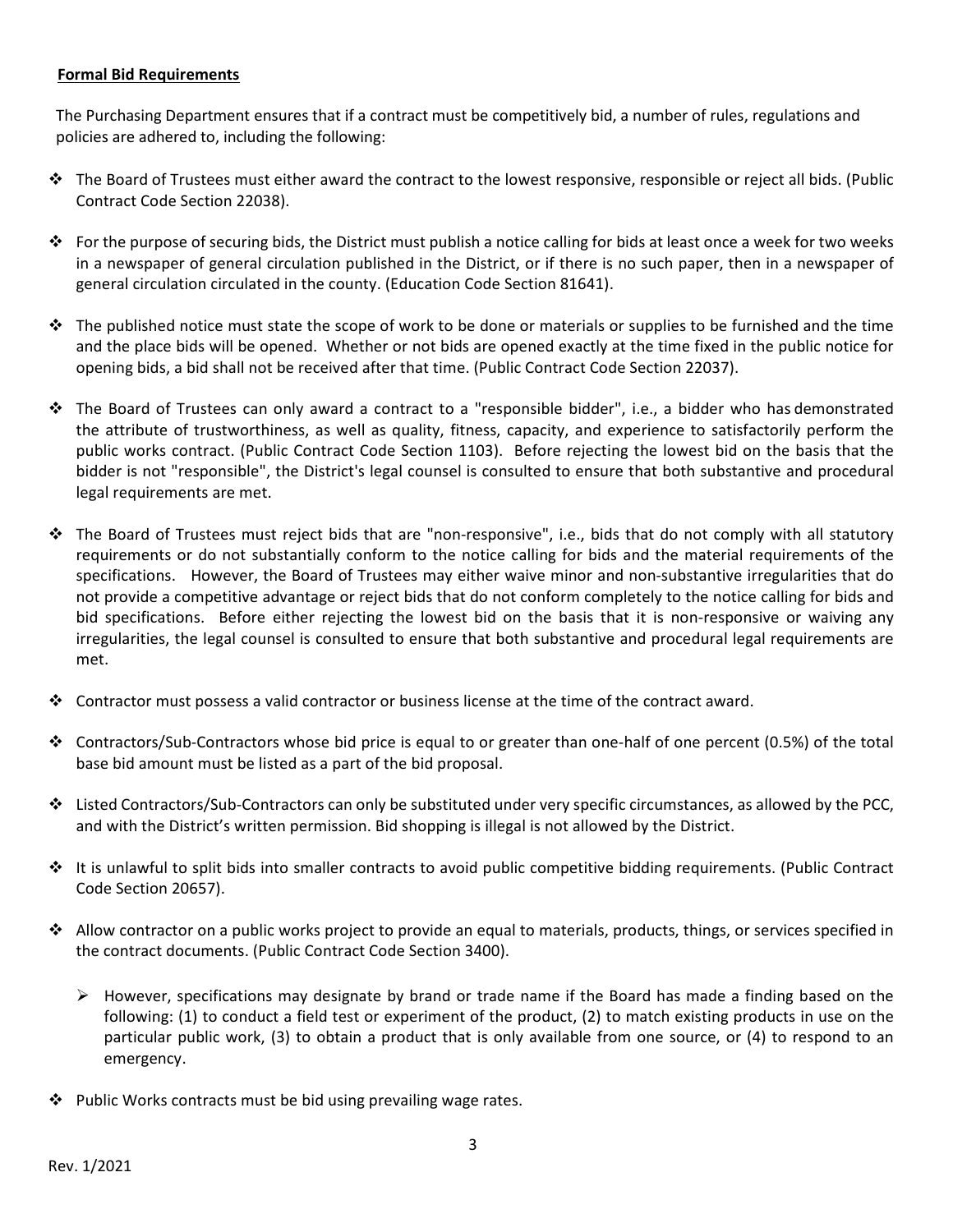**Formal Bid Requirements**

The Purchasing Department ensures that if a contract must be competitively bid, a number of rules, regulations and policies are adhered to, including the following:

- The Board of Trustees must either award the contract to the lowest responsive, responsible or reject all bids. (Public Contract Code Section 22038).
- For the purpose of securing bids, the District must publish a notice calling for bids at least once a week for two weeks in a newspaper of general circulation published in the District, or if there is no such paper, then in a newspaper of general circulation circulated in the county. (Education Code Section 81641).
- The published notice must state the scope of work to be done or materials or supplies to be furnished and the time and the place bids will be opened. Whether or not bids are opened exactly at the time fixed in the public notice for opening bids, a bid shall not be received after that time. (Public Contract Code Section 22037).
- The Board of Trustees can only award a contract to a "responsible bidder", i.e., a bidder who has demonstrated the attribute of trustworthiness, as well as quality, fitness, capacity, and experience to satisfactorily perform the public works contract. (Public Contract Code Section 1103). Before rejecting the lowest bid on the basis that the bidder is not "responsible", the District's legal counsel is consulted to ensure that both substantive and procedural legal requirements are met.
- The Board of Trustees must reject bids that are "non-responsive", i.e., bids that do not comply with all statutory requirements or do not substantially conform to the notice calling for bids and the material requirements of the specifications. However, the Board of Trustees may either waive minor and non-substantive irregularities that do not provide a competitive advantage or reject bids that do not conform completely to the notice calling for bids and bid specifications. Before either rejecting the lowest bid on the basis that it is non-responsive or waiving any irregularities, the legal counsel is consulted to ensure that both substantive and procedural legal requirements are met.
- Contractor must possess a valid contractor or business license at the time of the contract award.
- Contractors/Sub-Contractors whose bid price is equal to or greater than one-half of one percent (0.5%) of the total base bid amount must be listed as a part of the bid proposal.
- Listed Contractors/Sub-Contractors can only be substituted under very specific circumstances, as allowed by the PCC, and with the District's written permission. Bid shopping is illegal is not allowed by the District.
- It is unlawful to split bids into smaller contracts to avoid public competitive bidding requirements. (Public Contract Code Section 20657).
- Allow contractor on a public works project to provide an equal to materials, products, things, or services specified in the contract documents. (Public Contract Code Section 3400).
  - However, specifications may designate by brand or trade name if the Board has made a finding based on the following: (1) to conduct a field test or experiment of the product, (2) to match existing products in use on the particular public work, (3) to obtain a product that is only available from one source, or (4) to respond to an emergency.
- Public Works contracts must be bid using prevailing wage rates.

Rev. 1/2021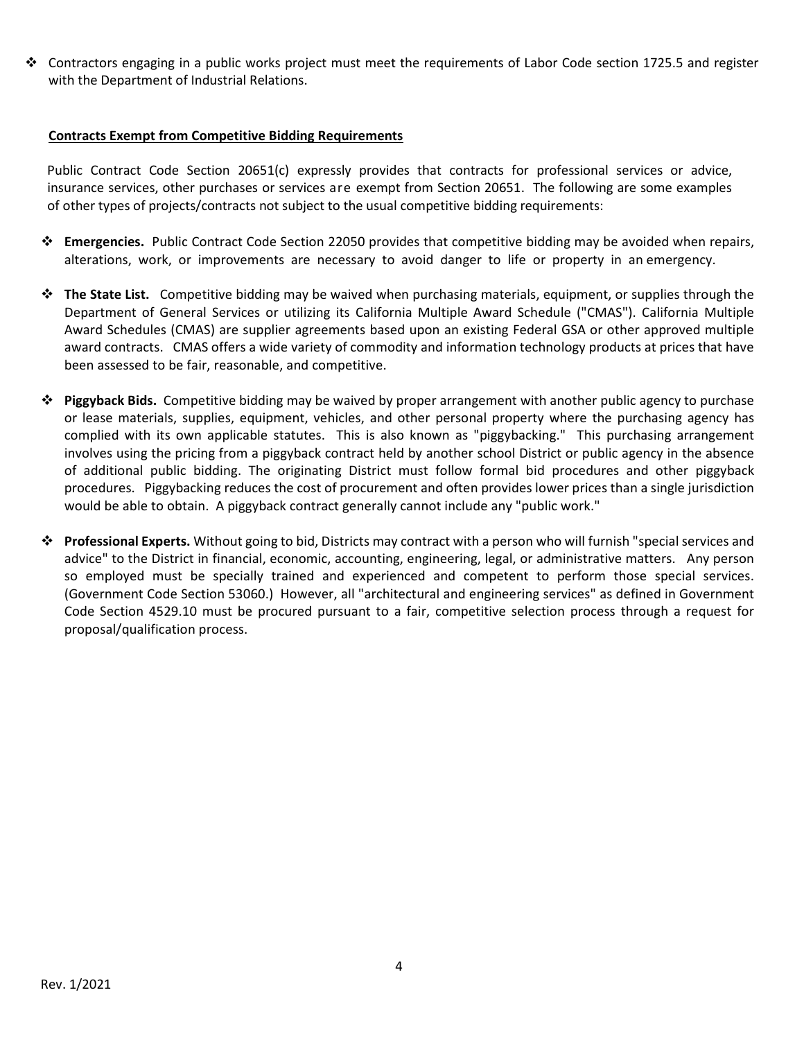- Contractors engaging in a public works project must meet the requirements of Labor Code section 1725.5 and register with the Department of Industrial Relations.

**Contracts Exempt from Competitive Bidding Requirements**

Public Contract Code Section 20651(c) expressly provides that contracts for professional services or advice, insurance services, other purchases or services are exempt from Section 20651. The following are some examples of other types of projects/contracts not subject to the usual competitive bidding requirements:

- **Emergencies.** Public Contract Code Section 22050 provides that competitive bidding may be avoided when repairs, alterations, work, or improvements are necessary to avoid danger to life or property in an emergency.

- **The State List.** Competitive bidding may be waived when purchasing materials, equipment, or supplies through the Department of General Services or utilizing its California Multiple Award Schedule ("CMAS"). California Multiple Award Schedules (CMAS) are supplier agreements based upon an existing Federal GSA or other approved multiple award contracts. CMAS offers a wide variety of commodity and information technology products at prices that have been assessed to be fair, reasonable, and competitive.

- **Piggyback Bids.** Competitive bidding may be waived by proper arrangement with another public agency to purchase or lease materials, supplies, equipment, vehicles, and other personal property where the purchasing agency has complied with its own applicable statutes. This is also known as "piggybacking." This purchasing arrangement involves using the pricing from a piggyback contract held by another school District or public agency in the absence of additional public bidding. The originating District must follow formal bid procedures and other piggyback procedures. Piggybacking reduces the cost of procurement and often provides lower prices than a single jurisdiction would be able to obtain. A piggyback contract generally cannot include any "public work."

- **Professional Experts.** Without going to bid, Districts may contract with a person who will furnish "special services and advice" to the District in financial, economic, accounting, engineering, legal, or administrative matters. Any person so employed must be specially trained and experienced and competent to perform those special services. (Government Code Section 53060.) However, all "architectural and engineering services" as defined in Government Code Section 4529.10 must be procured pursuant to a fair, competitive selection process through a request for proposal/qualification process.

Rev. 1/2021